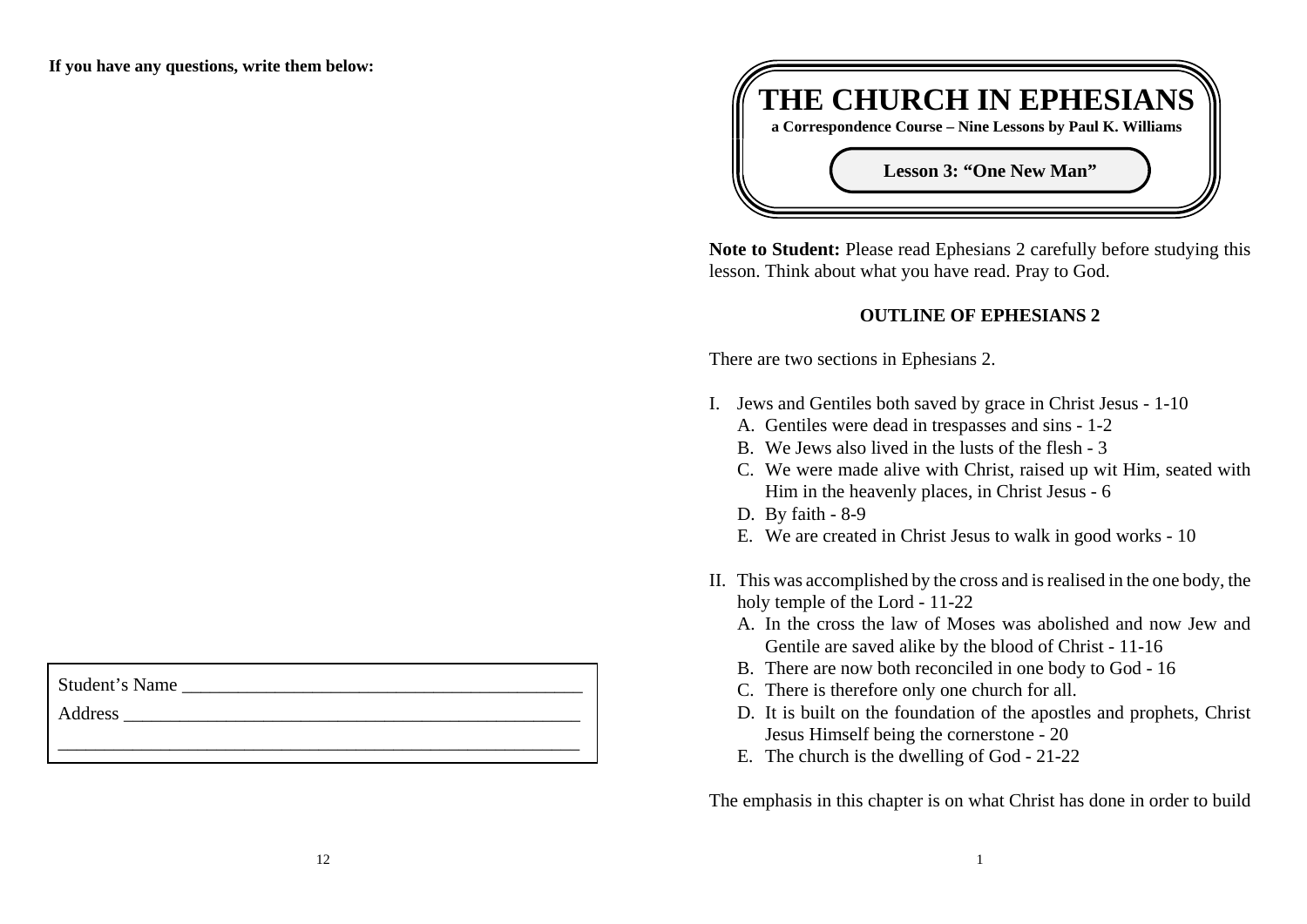If you have any questions, write them below:

Student's Name ___________________________________________

Address __________________________________________________

__________________________________________________________

# THE CHURCH IN EPHESIANS

**a Correspondence Course – Nine Lessons by Paul K. Williams**

## Lesson 3: "One New Man"

**Note to Student:** Please read Ephesians 2 carefully before studying this lesson. Think about what you have read. Pray to God.

### OUTLINE OF EPHESIANS 2

There are two sections in Ephesians 2.

I. Jews and Gentiles both saved by grace in Christ Jesus - 1-10
   A. Gentiles were dead in trespasses and sins - 1-2
   B. We Jews also lived in the lusts of the flesh - 3
   C. We were made alive with Christ, raised up wit Him, seated with Him in the heavenly places, in Christ Jesus - 6
   D. By faith - 8-9
   E. We are created in Christ Jesus to walk in good works - 10

II. This was accomplished by the cross and is realised in the one body, the holy temple of the Lord - 11-22
   A. In the cross the law of Moses was abolished and now Jew and Gentile are saved alike by the blood of Christ - 11-16
   B. There are now both reconciled in one body to God - 16
   C. There is therefore only one church for all.
   D. It is built on the foundation of the apostles and prophets, Christ Jesus Himself being the cornerstone - 20
   E. The church is the dwelling of God - 21-22

The emphasis in this chapter is on what Christ has done in order to build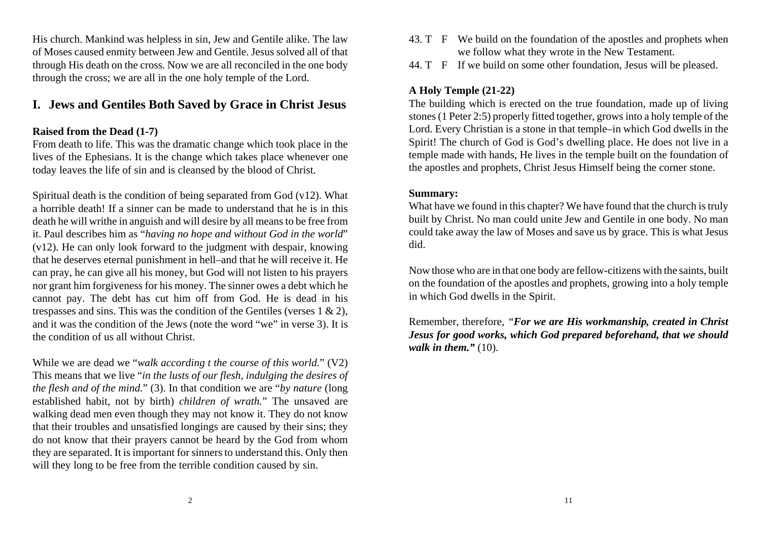His church. Mankind was helpless in sin, Jew and Gentile alike. The law of Moses caused enmity between Jew and Gentile. Jesus solved all of that through His death on the cross. Now we are all reconciled in the one body through the cross; we are all in the one holy temple of the Lord.

## I. Jews and Gentiles Both Saved by Grace in Christ Jesus

**Raised from the Dead (1-7)**

From death to life. This was the dramatic change which took place in the lives of the Ephesians. It is the change which takes place whenever one today leaves the life of sin and is cleansed by the blood of Christ.

Spiritual death is the condition of being separated from God (v12). What a horrible death! If a sinner can be made to understand that he is in this death he will writhe in anguish and will desire by all means to be free from it. Paul describes him as "*having no hope and without God in the world*" (v12). He can only look forward to the judgment with despair, knowing that he deserves eternal punishment in hell–and that he will receive it. He can pray, he can give all his money, but God will not listen to his prayers nor grant him forgiveness for his money. The sinner owes a debt which he cannot pay. The debt has cut him off from God. He is dead in his trespasses and sins. This was the condition of the Gentiles (verses 1 & 2), and it was the condition of the Jews (note the word "we" in verse 3). It is the condition of us all without Christ.

While we are dead we "*walk according t the course of this world.*" (V2) This means that we live "*in the lusts of our flesh, indulging the desires of the flesh and of the mind.*" (3). In that condition we are "*by nature* (long established habit, not by birth) *children of wrath.*" The unsaved are walking dead men even though they may not know it. They do not know that their troubles and unsatisfied longings are caused by their sins; they do not know that their prayers cannot be heard by the God from whom they are separated. It is important for sinners to understand this. Only then will they long to be free from the terrible condition caused by sin.

43. T F We build on the foundation of the apostles and prophets when we follow what they wrote in the New Testament.
44. T F If we build on some other foundation, Jesus will be pleased.

**A Holy Temple (21-22)**

The building which is erected on the true foundation, made up of living stones (1 Peter 2:5) properly fitted together, grows into a holy temple of the Lord. Every Christian is a stone in that temple–in which God dwells in the Spirit! The church of God is God's dwelling place. He does not live in a temple made with hands, He lives in the temple built on the foundation of the apostles and prophets, Christ Jesus Himself being the corner stone.

**Summary:**

What have we found in this chapter? We have found that the church is truly built by Christ. No man could unite Jew and Gentile in one body. No man could take away the law of Moses and save us by grace. This is what Jesus did.

Now those who are in that one body are fellow-citizens with the saints, built on the foundation of the apostles and prophets, growing into a holy temple in which God dwells in the Spirit.

Remember, therefore, "***For we are His workmanship, created in Christ Jesus for good works, which God prepared beforehand, that we should walk in them."*** (10).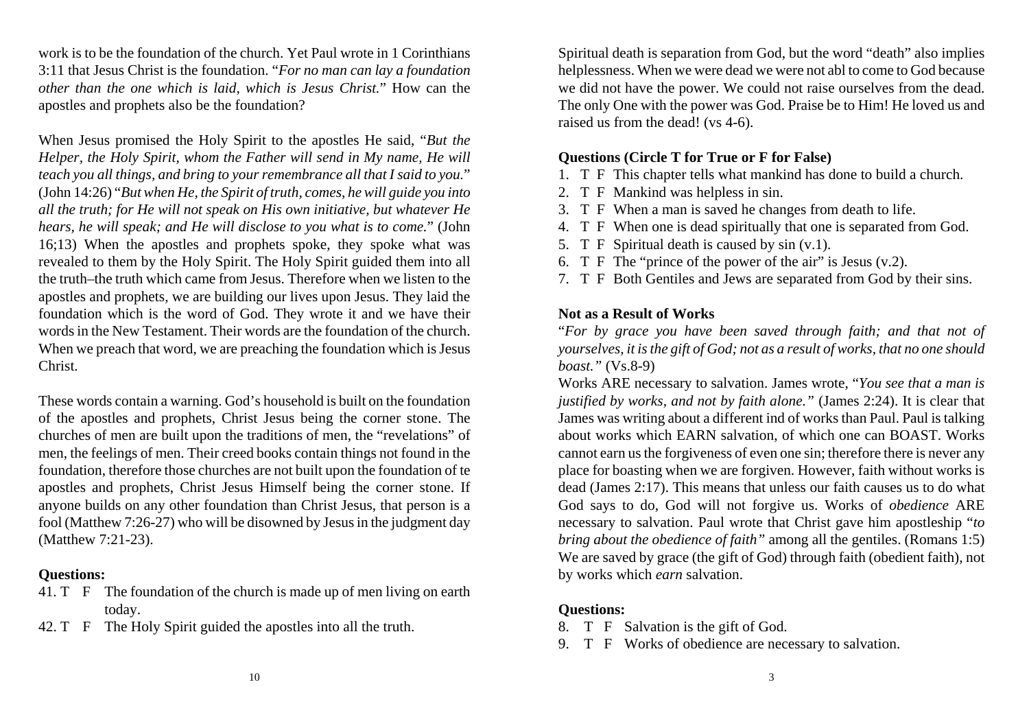work is to be the foundation of the church. Yet Paul wrote in 1 Corinthians 3:11 that Jesus Christ is the foundation. "*For no man can lay a foundation other than the one which is laid, which is Jesus Christ.*" How can the apostles and prophets also be the foundation?

When Jesus promised the Holy Spirit to the apostles He said, "*But the Helper, the Holy Spirit, whom the Father will send in My name, He will teach you all things, and bring to your remembrance all that I said to you.*" (John 14:26) "*But when He, the Spirit of truth, comes, he will guide you into all the truth; for He will not speak on His own initiative, but whatever He hears, he will speak; and He will disclose to you what is to come.*" (John 16;13) When the apostles and prophets spoke, they spoke what was revealed to them by the Holy Spirit. The Holy Spirit guided them into all the truth–the truth which came from Jesus. Therefore when we listen to the apostles and prophets, we are building our lives upon Jesus. They laid the foundation which is the word of God. They wrote it and we have their words in the New Testament. Their words are the foundation of the church. When we preach that word, we are preaching the foundation which is Jesus Christ.

These words contain a warning. God's household is built on the foundation of the apostles and prophets, Christ Jesus being the corner stone. The churches of men are built upon the traditions of men, the "revelations" of men, the feelings of men. Their creed books contain things not found in the foundation, therefore those churches are not built upon the foundation of te apostles and prophets, Christ Jesus Himself being the corner stone. If anyone builds on any other foundation than Christ Jesus, that person is a fool (Matthew 7:26-27) who will be disowned by Jesus in the judgment day (Matthew 7:21-23).

**Questions:**

41. T F The foundation of the church is made up of men living on earth today.
42. T F The Holy Spirit guided the apostles into all the truth.

Spiritual death is separation from God, but the word "death" also implies helplessness. When we were dead we were not abl to come to God because we did not have the power. We could not raise ourselves from the dead. The only One with the power was God. Praise be to Him! He loved us and raised us from the dead! (vs 4-6).

**Questions (Circle T for True or F for False)**

1. T F This chapter tells what mankind has done to build a church.
2. T F Mankind was helpless in sin.
3. T F When a man is saved he changes from death to life.
4. T F When one is dead spiritually that one is separated from God.
5. T F Spiritual death is caused by sin (v.1).
6. T F The "prince of the power of the air" is Jesus (v.2).
7. T F Both Gentiles and Jews are separated from God by their sins.

**Not as a Result of Works**

"*For by grace you have been saved through faith; and that not of yourselves, it is the gift of God; not as a result of works, that no one should boast.*" (Vs.8-9)

Works ARE necessary to salvation. James wrote, "*You see that a man is justified by works, and not by faith alone.*" (James 2:24). It is clear that James was writing about a different ind of works than Paul. Paul is talking about works which EARN salvation, of which one can BOAST. Works cannot earn us the forgiveness of even one sin; therefore there is never any place for boasting when we are forgiven. However, faith without works is dead (James 2:17). This means that unless our faith causes us to do what God says to do, God will not forgive us. Works of *obedience* ARE necessary to salvation. Paul wrote that Christ gave him apostleship "*to bring about the obedience of faith*" among all the gentiles. (Romans 1:5) We are saved by grace (the gift of God) through faith (obedient faith), not by works which *earn* salvation.

**Questions:**

8. T F Salvation is the gift of God.
9. T F Works of obedience are necessary to salvation.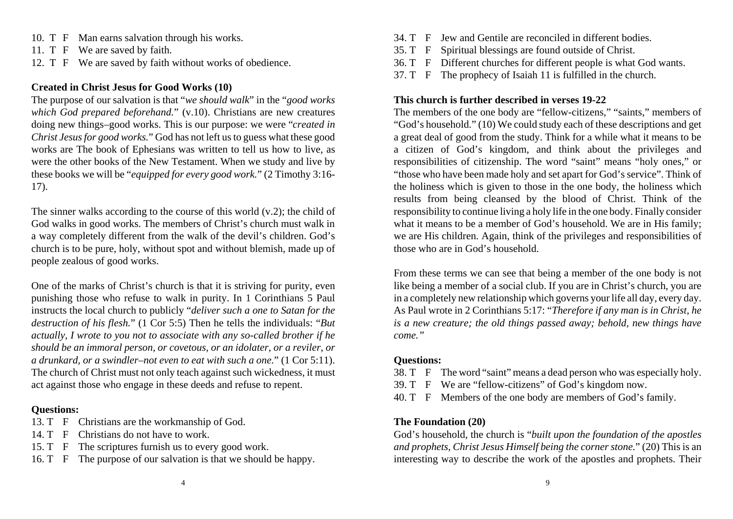10. T F Man earns salvation through his works.
11. T F We are saved by faith.
12. T F We are saved by faith without works of obedience.

**Created in Christ Jesus for Good Works (10)**

The purpose of our salvation is that "*we should walk*" in the "*good works which God prepared beforehand.*" (v.10). Christians are new creatures doing new things–good works. This is our purpose: we were "*created in Christ Jesus for good works.*" God has not left us to guess what these good works are The book of Ephesians was written to tell us how to live, as were the other books of the New Testament. When we study and live by these books we will be "*equipped for every good work.*" (2 Timothy 3:16-17).

The sinner walks according to the course of this world (v.2); the child of God walks in good works. The members of Christ's church must walk in a way completely different from the walk of the devil's children. God's church is to be pure, holy, without spot and without blemish, made up of people zealous of good works.

One of the marks of Christ's church is that it is striving for purity, even punishing those who refuse to walk in purity. In 1 Corinthians 5 Paul instructs the local church to publicly "*deliver such a one to Satan for the destruction of his flesh.*" (1 Cor 5:5) Then he tells the individuals: "*But actually, I wrote to you not to associate with any so-called brother if he should be an immoral person, or covetous, or an idolater, or a reviler, or a drunkard, or a swindler–not even to eat with such a one.*" (1 Cor 5:11). The church of Christ must not only teach against such wickedness, it must act against those who engage in these deeds and refuse to repent.

**Questions:**

13. T F Christians are the workmanship of God.
14. T F Christians do not have to work.
15. T F The scriptures furnish us to every good work.
16. T F The purpose of our salvation is that we should be happy.

34. T F Jew and Gentile are reconciled in different bodies.
35. T F Spiritual blessings are found outside of Christ.
36. T F Different churches for different people is what God wants.
37. T F The prophecy of Isaiah 11 is fulfilled in the church.

**This church is further described in verses 19-22**

The members of the one body are "fellow-citizens," "saints," members of "God's household." (10) We could study each of these descriptions and get a great deal of good from the study. Think for a while what it means to be a citizen of God's kingdom, and think about the privileges and responsibilities of citizenship. The word "saint" means "holy ones," or "those who have been made holy and set apart for God's service". Think of the holiness which is given to those in the one body, the holiness which results from being cleansed by the blood of Christ. Think of the responsibility to continue living a holy life in the one body. Finally consider what it means to be a member of God's household. We are in His family; we are His children. Again, think of the privileges and responsibilities of those who are in God's household.

From these terms we can see that being a member of the one body is not like being a member of a social club. If you are in Christ's church, you are in a completely new relationship which governs your life all day, every day. As Paul wrote in 2 Corinthians 5:17: "*Therefore if any man is in Christ, he is a new creature; the old things passed away; behold, new things have come.*"

**Questions:**

38. T F The word "saint" means a dead person who was especially holy.
39. T F We are "fellow-citizens" of God's kingdom now.
40. T F Members of the one body are members of God's family.

**The Foundation (20)**

God's household, the church is "*built upon the foundation of the apostles and prophets, Christ Jesus Himself being the corner stone.*" (20) This is an interesting way to describe the work of the apostles and prophets. Their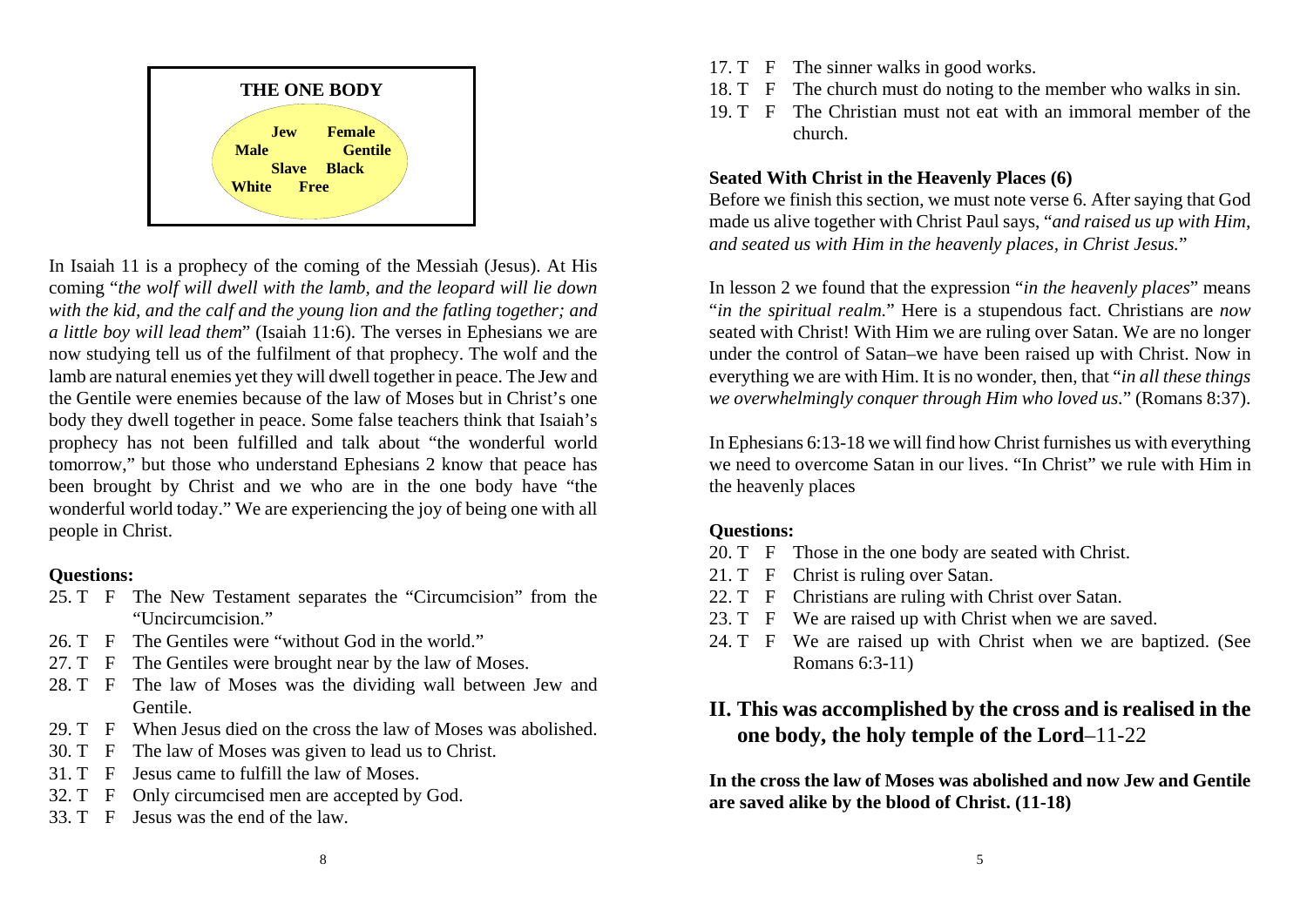**THE ONE BODY**

Jew Female
Male Gentile
Slave Black
White Free

In Isaiah 11 is a prophecy of the coming of the Messiah (Jesus). At His coming "*the wolf will dwell with the lamb, and the leopard will lie down with the kid, and the calf and the young lion and the fatling together; and a little boy will lead them*" (Isaiah 11:6). The verses in Ephesians we are now studying tell us of the fulfilment of that prophecy. The wolf and the lamb are natural enemies yet they will dwell together in peace. The Jew and the Gentile were enemies because of the law of Moses but in Christ's one body they dwell together in peace. Some false teachers think that Isaiah's prophecy has not been fulfilled and talk about "the wonderful world tomorrow," but those who understand Ephesians 2 know that peace has been brought by Christ and we who are in the one body have "the wonderful world today." We are experiencing the joy of being one with all people in Christ.

**Questions:**

25. T F The New Testament separates the "Circumcision" from the "Uncircumcision."
26. T F The Gentiles were "without God in the world."
27. T F The Gentiles were brought near by the law of Moses.
28. T F The law of Moses was the dividing wall between Jew and Gentile.
29. T F When Jesus died on the cross the law of Moses was abolished.
30. T F The law of Moses was given to lead us to Christ.
31. T F Jesus came to fulfill the law of Moses.
32. T F Only circumcised men are accepted by God.
33. T F Jesus was the end of the law.

17. T F The sinner walks in good works.
18. T F The church must do noting to the member who walks in sin.
19. T F The Christian must not eat with an immoral member of the church.

**Seated With Christ in the Heavenly Places (6)**

Before we finish this section, we must note verse 6. After saying that God made us alive together with Christ Paul says, "*and raised us up with Him, and seated us with Him in the heavenly places, in Christ Jesus.*"

In lesson 2 we found that the expression "*in the heavenly places*" means "*in the spiritual realm.*" Here is a stupendous fact. Christians are *now* seated with Christ! With Him we are ruling over Satan. We are no longer under the control of Satan–we have been raised up with Christ. Now in everything we are with Him. It is no wonder, then, that "*in all these things we overwhelmingly conquer through Him who loved us.*" (Romans 8:37).

In Ephesians 6:13-18 we will find how Christ furnishes us with everything we need to overcome Satan in our lives. "In Christ" we rule with Him in the heavenly places

**Questions:**

20. T F Those in the one body are seated with Christ.
21. T F Christ is ruling over Satan.
22. T F Christians are ruling with Christ over Satan.
23. T F We are raised up with Christ when we are saved.
24. T F We are raised up with Christ when we are baptized. (See Romans 6:3-11)

## II. This was accomplished by the cross and is realised in the one body, the holy temple of the Lord–11-22

**In the cross the law of Moses was abolished and now Jew and Gentile are saved alike by the blood of Christ. (11-18)**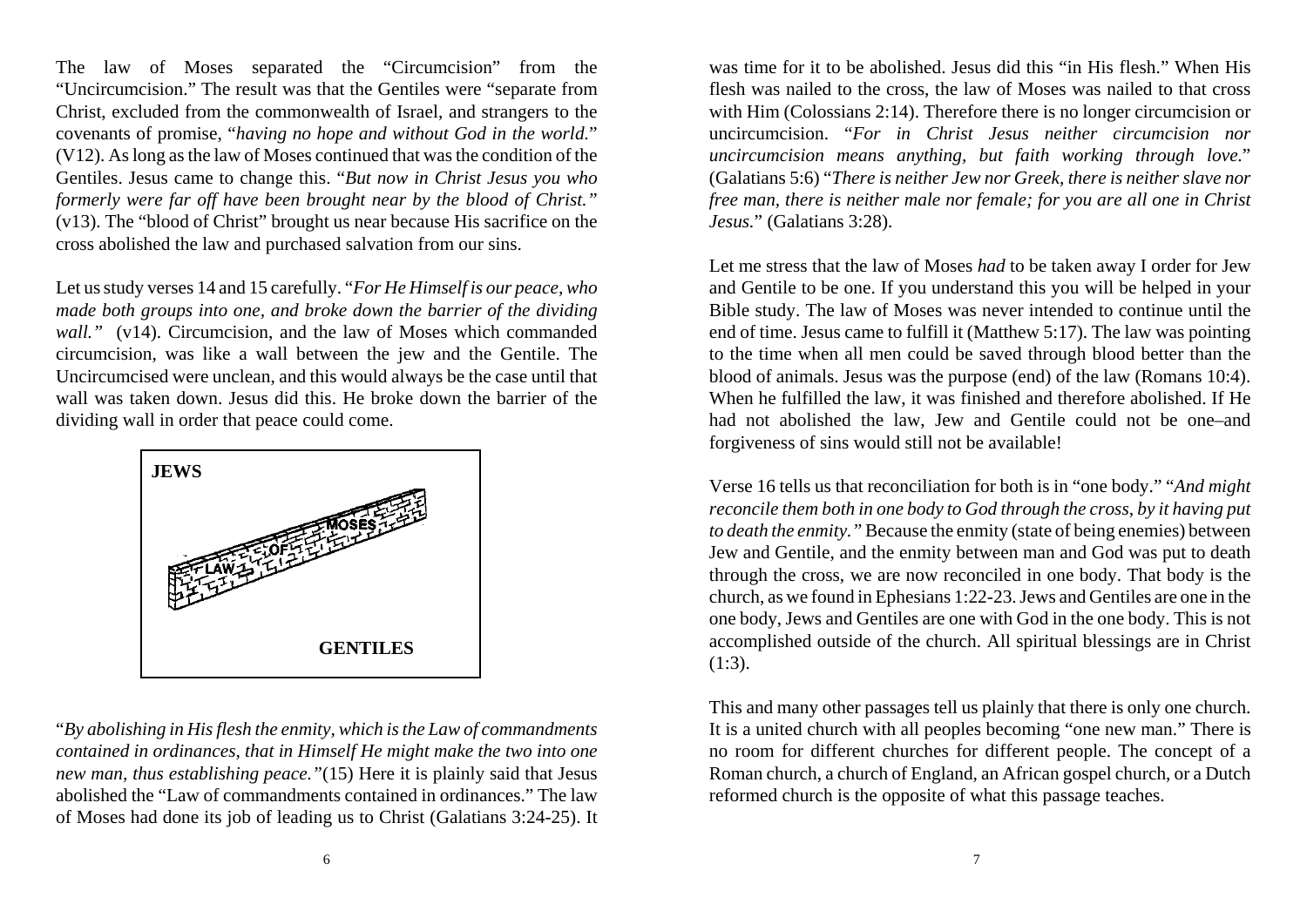The law of Moses separated the "Circumcision" from the "Uncircumcision." The result was that the Gentiles were "separate from Christ, excluded from the commonwealth of Israel, and strangers to the covenants of promise, "*having no hope and without God in the world.*" (V12). As long as the law of Moses continued that was the condition of the Gentiles. Jesus came to change this. "*But now in Christ Jesus you who formerly were far off have been brought near by the blood of Christ.*" (v13). The "blood of Christ" brought us near because His sacrifice on the cross abolished the law and purchased salvation from our sins.

Let us study verses 14 and 15 carefully. "*For He Himself is our peace, who made both groups into one, and broke down the barrier of the dividing wall.*" (v14). Circumcision, and the law of Moses which commanded circumcision, was like a wall between the jew and the Gentile. The Uncircumcised were unclean, and this would always be the case until that wall was taken down. Jesus did this. He broke down the barrier of the dividing wall in order that peace could come.

JEWS

LAW OF MOSES

GENTILES

"*By abolishing in His flesh the enmity, which is the Law of commandments contained in ordinances, that in Himself He might make the two into one new man, thus establishing peace.*"(15) Here it is plainly said that Jesus abolished the "Law of commandments contained in ordinances." The law of Moses had done its job of leading us to Christ (Galatians 3:24-25). It was time for it to be abolished. Jesus did this "in His flesh." When His flesh was nailed to the cross, the law of Moses was nailed to that cross with Him (Colossians 2:14). Therefore there is no longer circumcision or uncircumcision. "*For in Christ Jesus neither circumcision nor uncircumcision means anything, but faith working through love.*" (Galatians 5:6) "*There is neither Jew nor Greek, there is neither slave nor free man, there is neither male nor female; for you are all one in Christ Jesus.*" (Galatians 3:28).

Let me stress that the law of Moses *had* to be taken away I order for Jew and Gentile to be one. If you understand this you will be helped in your Bible study. The law of Moses was never intended to continue until the end of time. Jesus came to fulfill it (Matthew 5:17). The law was pointing to the time when all men could be saved through blood better than the blood of animals. Jesus was the purpose (end) of the law (Romans 10:4). When he fulfilled the law, it was finished and therefore abolished. If He had not abolished the law, Jew and Gentile could not be one–and forgiveness of sins would still not be available!

Verse 16 tells us that reconciliation for both is in "one body." "*And might reconcile them both in one body to God through the cross, by it having put to death the enmity.*" Because the enmity (state of being enemies) between Jew and Gentile, and the enmity between man and God was put to death through the cross, we are now reconciled in one body. That body is the church, as we found in Ephesians 1:22-23. Jews and Gentiles are one in the one body, Jews and Gentiles are one with God in the one body. This is not accomplished outside of the church. All spiritual blessings are in Christ (1:3).

This and many other passages tell us plainly that there is only one church. It is a united church with all peoples becoming "one new man." There is no room for different churches for different people. The concept of a Roman church, a church of England, an African gospel church, or a Dutch reformed church is the opposite of what this passage teaches.